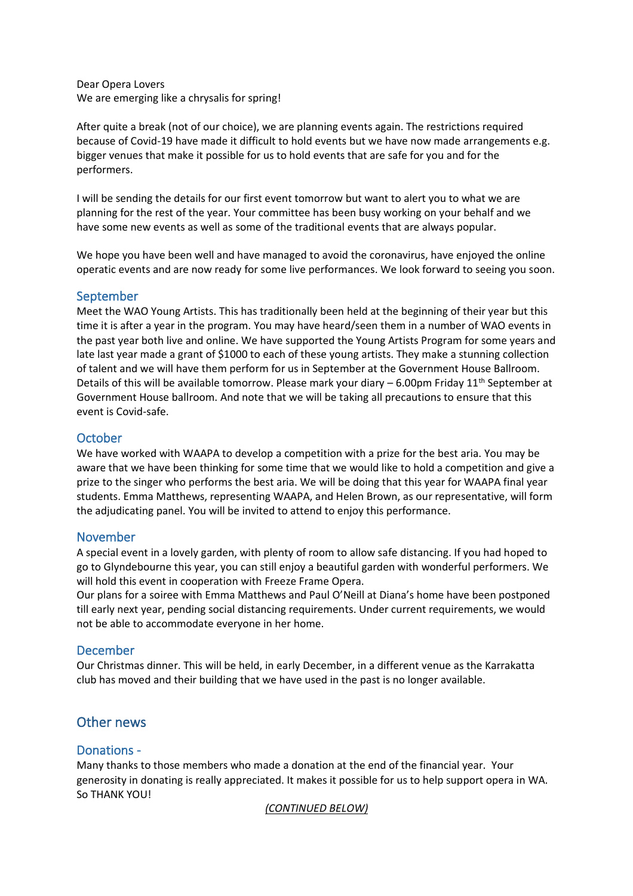Dear Opera Lovers
We are emerging like a chrysalis for spring!

After quite a break (not of our choice), we are planning events again. The restrictions required because of Covid-19 have made it difficult to hold events but we have now made arrangements e.g. bigger venues that make it possible for us to hold events that are safe for you and for the performers.

I will be sending the details for our first event tomorrow but want to alert you to what we are planning for the rest of the year. Your committee has been busy working on your behalf and we have some new events as well as some of the traditional events that are always popular.

We hope you have been well and have managed to avoid the coronavirus, have enjoyed the online operatic events and are now ready for some live performances. We look forward to seeing you soon.

## September

Meet the WAO Young Artists. This has traditionally been held at the beginning of their year but this time it is after a year in the program. You may have heard/seen them in a number of WAO events in the past year both live and online. We have supported the Young Artists Program for some years and late last year made a grant of $1000 to each of these young artists. They make a stunning collection of talent and we will have them perform for us in September at the Government House Ballroom. Details of this will be available tomorrow. Please mark your diary – 6.00pm Friday 11th September at Government House ballroom. And note that we will be taking all precautions to ensure that this event is Covid-safe.

## October

We have worked with WAAPA to develop a competition with a prize for the best aria. You may be aware that we have been thinking for some time that we would like to hold a competition and give a prize to the singer who performs the best aria. We will be doing that this year for WAAPA final year students. Emma Matthews, representing WAAPA, and Helen Brown, as our representative, will form the adjudicating panel. You will be invited to attend to enjoy this performance.

## November

A special event in a lovely garden, with plenty of room to allow safe distancing. If you had hoped to go to Glyndebourne this year, you can still enjoy a beautiful garden with wonderful performers. We will hold this event in cooperation with Freeze Frame Opera.
Our plans for a soiree with Emma Matthews and Paul O'Neill at Diana's home have been postponed till early next year, pending social distancing requirements. Under current requirements, we would not be able to accommodate everyone in her home.

## December

Our Christmas dinner. This will be held, in early December, in a different venue as the Karrakatta club has moved and their building that we have used in the past is no longer available.

# Other news

## Donations -

Many thanks to those members who made a donation at the end of the financial year. Your generosity in donating is really appreciated. It makes it possible for us to help support opera in WA. So THANK YOU!

*(CONTINUED BELOW)*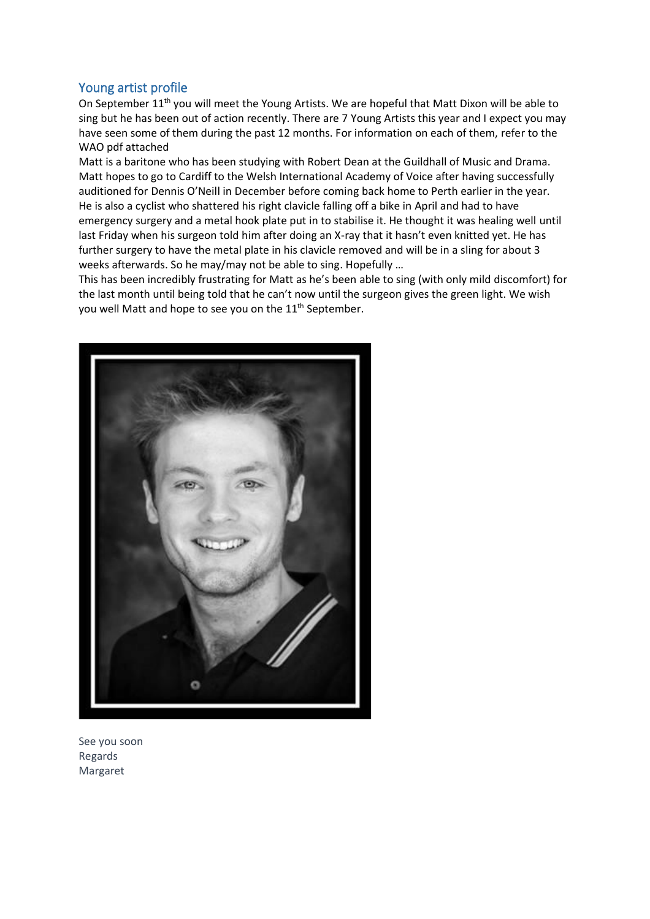## Young artist profile

On September 11th you will meet the Young Artists. We are hopeful that Matt Dixon will be able to sing but he has been out of action recently. There are 7 Young Artists this year and I expect you may have seen some of them during the past 12 months. For information on each of them, refer to the WAO pdf attached

Matt is a baritone who has been studying with Robert Dean at the Guildhall of Music and Drama. Matt hopes to go to Cardiff to the Welsh International Academy of Voice after having successfully auditioned for Dennis O'Neill in December before coming back home to Perth earlier in the year. He is also a cyclist who shattered his right clavicle falling off a bike in April and had to have emergency surgery and a metal hook plate put in to stabilise it. He thought it was healing well until last Friday when his surgeon told him after doing an X-ray that it hasn't even knitted yet. He has further surgery to have the metal plate in his clavicle removed and will be in a sling for about 3 weeks afterwards. So he may/may not be able to sing. Hopefully …

This has been incredibly frustrating for Matt as he's been able to sing (with only mild discomfort) for the last month until being told that he can't now until the surgeon gives the green light. We wish you well Matt and hope to see you on the 11th September.

See you soon
Regards
Margaret